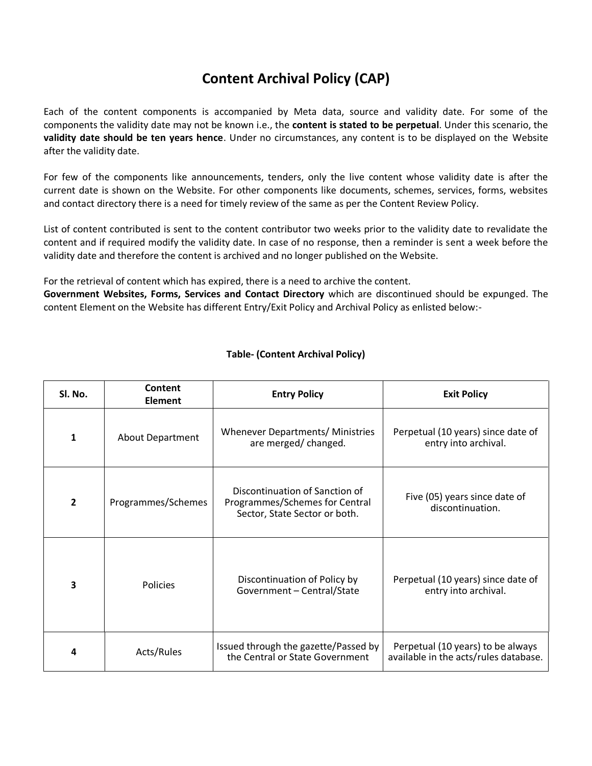# Content Archival Policy (CAP)

Each of the content components is accompanied by Meta data, source and validity date. For some of the components the validity date may not be known i.e., the **content is stated to be perpetual**. Under this scenario, the **validity date should be ten years hence**. Under no circumstances, any content is to be displayed on the Website after the validity date.

For few of the components like announcements, tenders, only the live content whose validity date is after the current date is shown on the Website. For other components like documents, schemes, services, forms, websites and contact directory there is a need for timely review of the same as per the Content Review Policy.

List of content contributed is sent to the content contributor two weeks prior to the validity date to revalidate the content and if required modify the validity date. In case of no response, then a reminder is sent a week before the validity date and therefore the content is archived and no longer published on the Website.

For the retrieval of content which has expired, there is a need to archive the content.
**Government Websites, Forms, Services and Contact Directory** which are discontinued should be expunged. The content Element on the Website has different Entry/Exit Policy and Archival Policy as enlisted below:-

**Table- (Content Archival Policy)**

| Sl. No. | Content Element | Entry Policy | Exit Policy |
|---|---|---|---|
| 1 | About Department | Whenever Departments/ Ministries are merged/ changed. | Perpetual (10 years) since date of entry into archival. |
| 2 | Programmes/Schemes | Discontinuation of Sanction of Programmes/Schemes for Central Sector, State Sector or both. | Five (05) years since date of discontinuation. |
| 3 | Policies | Discontinuation of Policy by Government – Central/State | Perpetual (10 years) since date of entry into archival. |
| 4 | Acts/Rules | Issued through the gazette/Passed by the Central or State Government | Perpetual (10 years) to be always available in the acts/rules database. |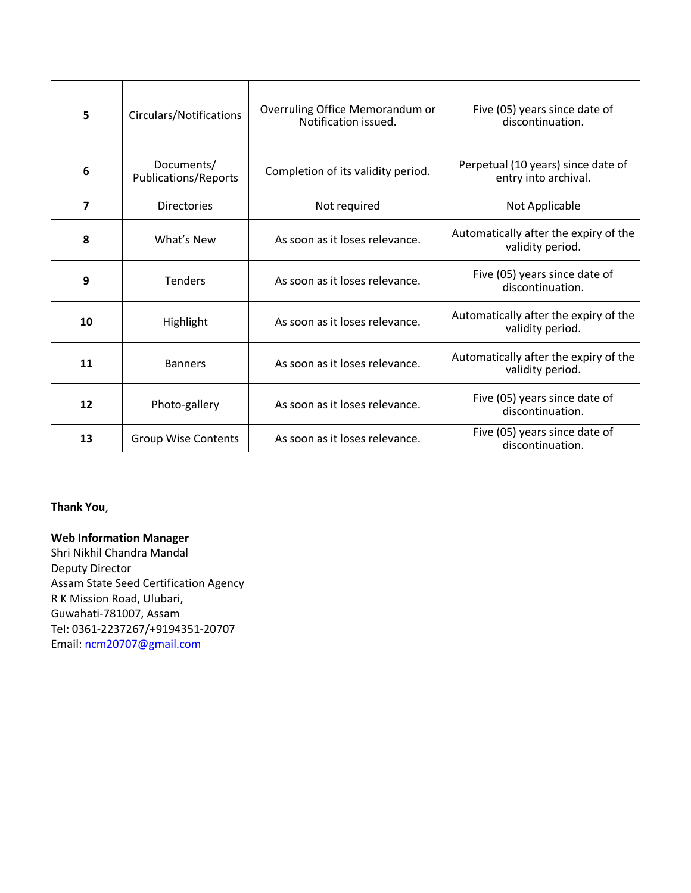| | | | |
|---|---|---|---|
| **5** | Circulars/Notifications | Overruling Office Memorandum or Notification issued. | Five (05) years since date of discontinuation. |
| **6** | Documents/ Publications/Reports | Completion of its validity period. | Perpetual (10 years) since date of entry into archival. |
| **7** | Directories | Not required | Not Applicable |
| **8** | What's New | As soon as it loses relevance. | Automatically after the expiry of the validity period. |
| **9** | Tenders | As soon as it loses relevance. | Five (05) years since date of discontinuation. |
| **10** | Highlight | As soon as it loses relevance. | Automatically after the expiry of the validity period. |
| **11** | Banners | As soon as it loses relevance. | Automatically after the expiry of the validity period. |
| **12** | Photo-gallery | As soon as it loses relevance. | Five (05) years since date of discontinuation. |
| **13** | Group Wise Contents | As soon as it loses relevance. | Five (05) years since date of discontinuation. |

**Thank You**,

**Web Information Manager**
Shri Nikhil Chandra Mandal
Deputy Director
Assam State Seed Certification Agency
R K Mission Road, Ulubari,
Guwahati-781007, Assam
Tel: 0361-2237267/+9194351-20707
Email: ncm20707@gmail.com